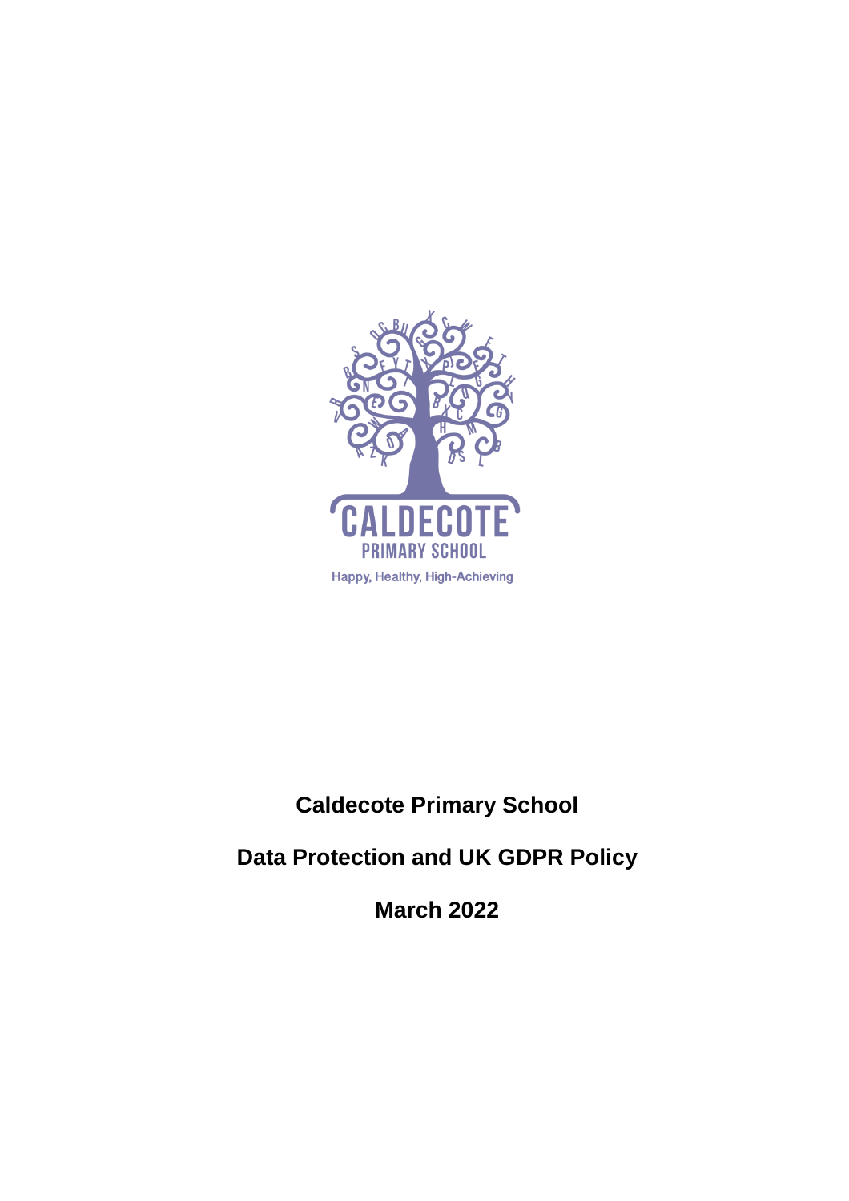CALDECOTE

PRIMARY SCHOOL

Happy, Healthy, High-Achieving

# Caldecote Primary School

# Data Protection and UK GDPR Policy

# March 2022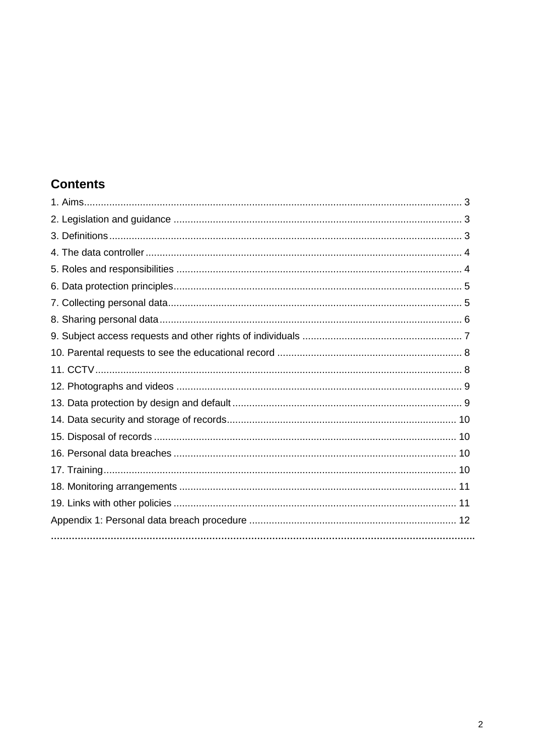## Contents

1. Aims ........................................................................................................................ 3
2. Legislation and guidance ...................................................................................... 3
3. Definitions ............................................................................................................. 3
4. The data controller ................................................................................................ 4
5. Roles and responsibilities ..................................................................................... 4
6. Data protection principles ...................................................................................... 5
7. Collecting personal data ........................................................................................ 5
8. Sharing personal data ........................................................................................... 6
9. Subject access requests and other rights of individuals ......................................... 7
10. Parental requests to see the educational record .................................................. 8
11. CCTV ................................................................................................................... 8
12. Photographs and videos ..................................................................................... 9
13. Data protection by design and default ................................................................. 9
14. Data security and storage of records ................................................................. 10
15. Disposal of records ........................................................................................... 10
16. Personal data breaches .................................................................................... 10
17. Training ............................................................................................................. 10
18. Monitoring arrangements .................................................................................. 11
19. Links with other policies .................................................................................... 11

Appendix 1: Personal data breach procedure ......................................................... 12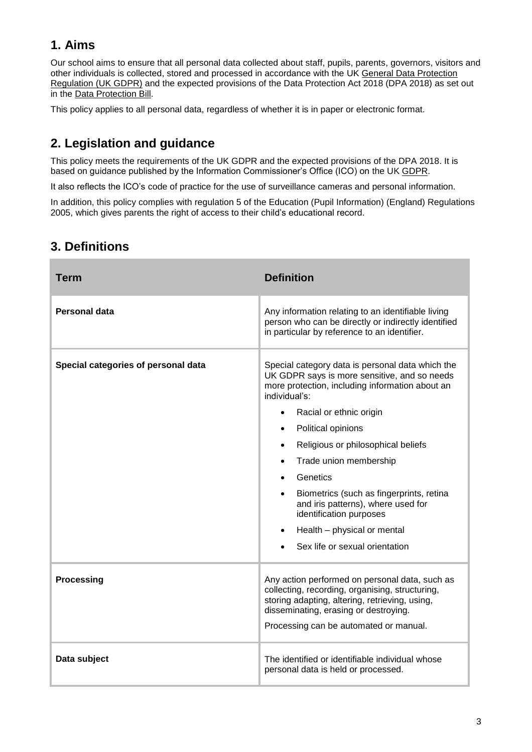## 1. Aims

Our school aims to ensure that all personal data collected about staff, pupils, parents, governors, visitors and other individuals is collected, stored and processed in accordance with the UK General Data Protection Regulation (UK GDPR) and the expected provisions of the Data Protection Act 2018 (DPA 2018) as set out in the Data Protection Bill.

This policy applies to all personal data, regardless of whether it is in paper or electronic format.

## 2. Legislation and guidance

This policy meets the requirements of the UK GDPR and the expected provisions of the DPA 2018. It is based on guidance published by the Information Commissioner's Office (ICO) on the UK GDPR.

It also reflects the ICO's code of practice for the use of surveillance cameras and personal information.

In addition, this policy complies with regulation 5 of the Education (Pupil Information) (England) Regulations 2005, which gives parents the right of access to their child's educational record.

## 3. Definitions

| Term | Definition |
| --- | --- |
| **Personal data** | Any information relating to an identifiable living person who can be directly or indirectly identified in particular by reference to an identifier. |
| **Special categories of personal data** | Special category data is personal data which the UK GDPR says is more sensitive, and so needs more protection, including information about an individual's:<br>• Racial or ethnic origin<br>• Political opinions<br>• Religious or philosophical beliefs<br>• Trade union membership<br>• Genetics<br>• Biometrics (such as fingerprints, retina and iris patterns), where used for identification purposes<br>• Health – physical or mental<br>• Sex life or sexual orientation |
| **Processing** | Any action performed on personal data, such as collecting, recording, organising, structuring, storing adapting, altering, retrieving, using, disseminating, erasing or destroying.<br>Processing can be automated or manual. |
| **Data subject** | The identified or identifiable individual whose personal data is held or processed. |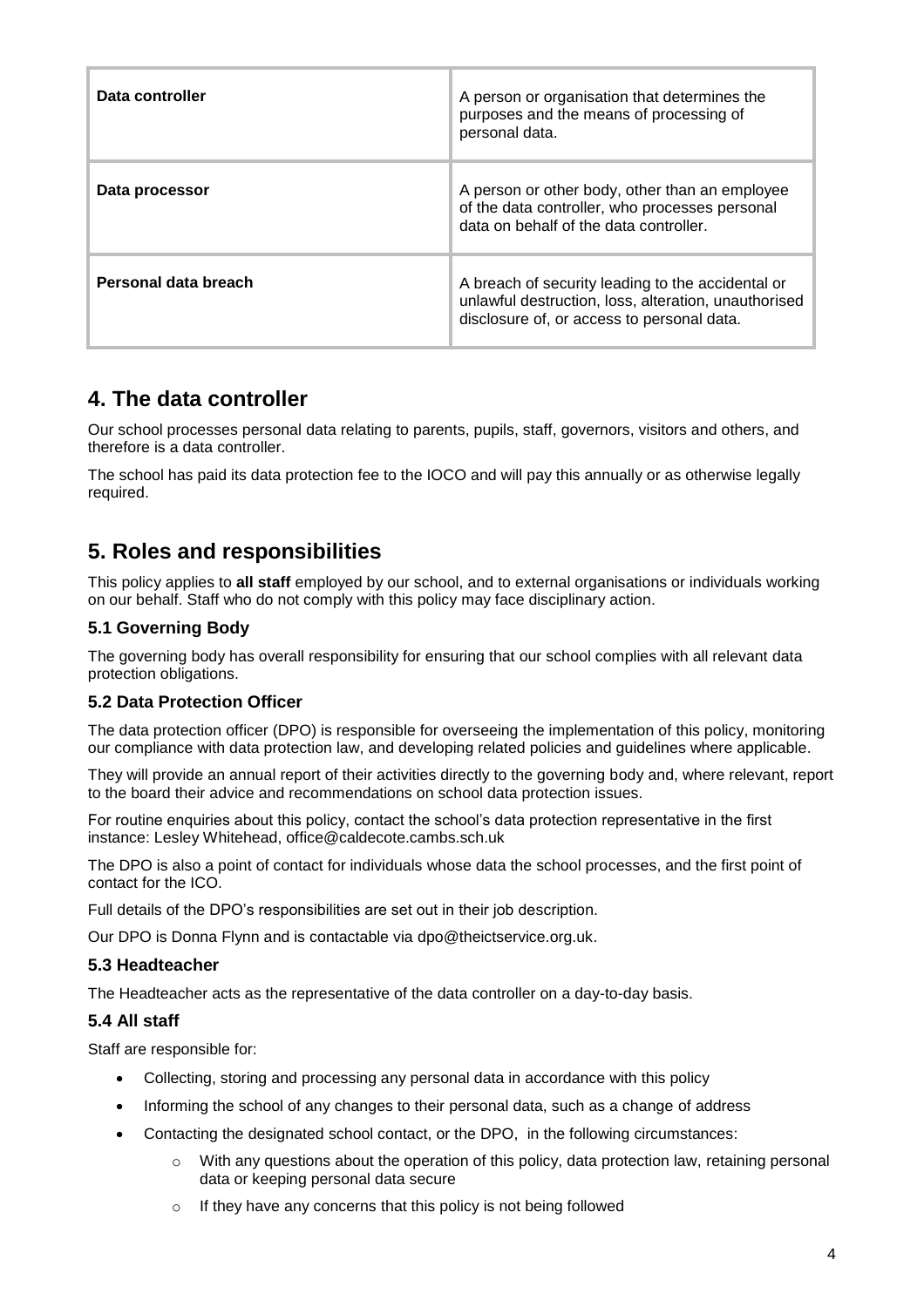| Data controller | A person or organisation that determines the purposes and the means of processing of personal data. |
|---|---|
| Data processor | A person or other body, other than an employee of the data controller, who processes personal data on behalf of the data controller. |
| Personal data breach | A breach of security leading to the accidental or unlawful destruction, loss, alteration, unauthorised disclosure of, or access to personal data. |

## 4. The data controller

Our school processes personal data relating to parents, pupils, staff, governors, visitors and others, and therefore is a data controller.

The school has paid its data protection fee to the IOCO and will pay this annually or as otherwise legally required.

## 5. Roles and responsibilities

This policy applies to **all staff** employed by our school, and to external organisations or individuals working on our behalf. Staff who do not comply with this policy may face disciplinary action.

### 5.1 Governing Body

The governing body has overall responsibility for ensuring that our school complies with all relevant data protection obligations.

### 5.2 Data Protection Officer

The data protection officer (DPO) is responsible for overseeing the implementation of this policy, monitoring our compliance with data protection law, and developing related policies and guidelines where applicable.

They will provide an annual report of their activities directly to the governing body and, where relevant, report to the board their advice and recommendations on school data protection issues.

For routine enquiries about this policy, contact the school's data protection representative in the first instance: Lesley Whitehead, office@caldecote.cambs.sch.uk

The DPO is also a point of contact for individuals whose data the school processes, and the first point of contact for the ICO.

Full details of the DPO's responsibilities are set out in their job description.

Our DPO is Donna Flynn and is contactable via dpo@theictservice.org.uk.

### 5.3 Headteacher

The Headteacher acts as the representative of the data controller on a day-to-day basis.

### 5.4 All staff

Staff are responsible for:

- Collecting, storing and processing any personal data in accordance with this policy
- Informing the school of any changes to their personal data, such as a change of address
- Contacting the designated school contact, or the DPO, in the following circumstances:
  - With any questions about the operation of this policy, data protection law, retaining personal data or keeping personal data secure
  - If they have any concerns that this policy is not being followed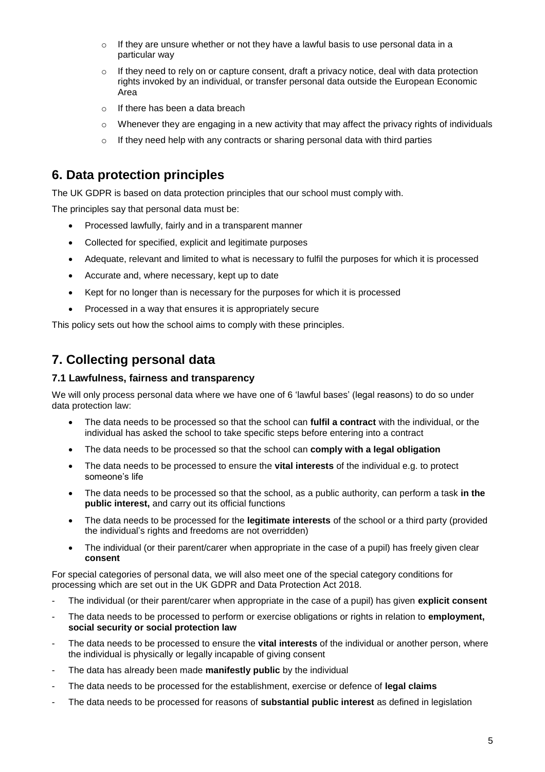- If they are unsure whether or not they have a lawful basis to use personal data in a particular way
- If they need to rely on or capture consent, draft a privacy notice, deal with data protection rights invoked by an individual, or transfer personal data outside the European Economic Area
- If there has been a data breach
- Whenever they are engaging in a new activity that may affect the privacy rights of individuals
- If they need help with any contracts or sharing personal data with third parties

## 6. Data protection principles

The UK GDPR is based on data protection principles that our school must comply with.

The principles say that personal data must be:

- Processed lawfully, fairly and in a transparent manner
- Collected for specified, explicit and legitimate purposes
- Adequate, relevant and limited to what is necessary to fulfil the purposes for which it is processed
- Accurate and, where necessary, kept up to date
- Kept for no longer than is necessary for the purposes for which it is processed
- Processed in a way that ensures it is appropriately secure

This policy sets out how the school aims to comply with these principles.

## 7. Collecting personal data

### 7.1 Lawfulness, fairness and transparency

We will only process personal data where we have one of 6 'lawful bases' (legal reasons) to do so under data protection law:

- The data needs to be processed so that the school can **fulfil a contract** with the individual, or the individual has asked the school to take specific steps before entering into a contract
- The data needs to be processed so that the school can **comply with a legal obligation**
- The data needs to be processed to ensure the **vital interests** of the individual e.g. to protect someone's life
- The data needs to be processed so that the school, as a public authority, can perform a task **in the public interest,** and carry out its official functions
- The data needs to be processed for the **legitimate interests** of the school or a third party (provided the individual's rights and freedoms are not overridden)
- The individual (or their parent/carer when appropriate in the case of a pupil) has freely given clear **consent**

For special categories of personal data, we will also meet one of the special category conditions for processing which are set out in the UK GDPR and Data Protection Act 2018.

- The individual (or their parent/carer when appropriate in the case of a pupil) has given **explicit consent**
- The data needs to be processed to perform or exercise obligations or rights in relation to **employment, social security or social protection law**
- The data needs to be processed to ensure the **vital interests** of the individual or another person, where the individual is physically or legally incapable of giving consent
- The data has already been made **manifestly public** by the individual
- The data needs to be processed for the establishment, exercise or defence of **legal claims**
- The data needs to be processed for reasons of **substantial public interest** as defined in legislation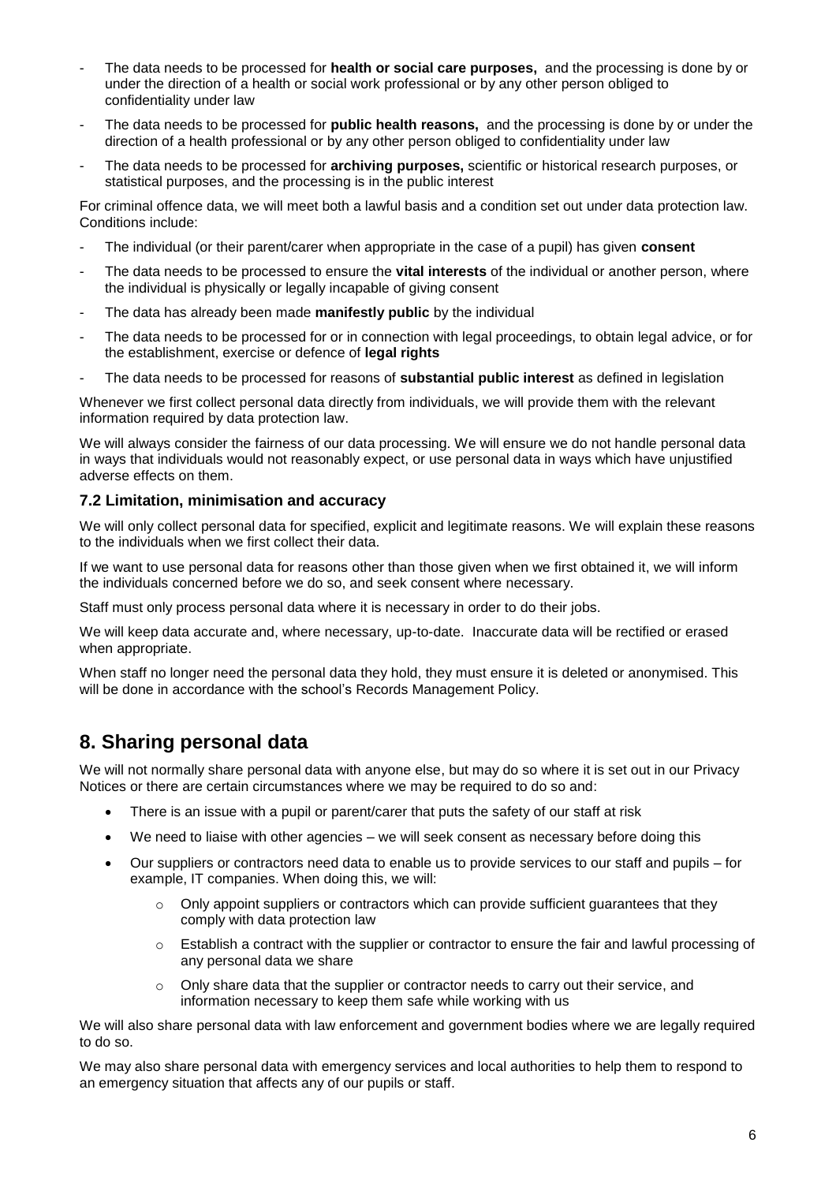- The data needs to be processed for **health or social care purposes,** and the processing is done by or under the direction of a health or social work professional or by any other person obliged to confidentiality under law
- The data needs to be processed for **public health reasons,** and the processing is done by or under the direction of a health professional or by any other person obliged to confidentiality under law
- The data needs to be processed for **archiving purposes,** scientific or historical research purposes, or statistical purposes, and the processing is in the public interest

For criminal offence data, we will meet both a lawful basis and a condition set out under data protection law. Conditions include:

- The individual (or their parent/carer when appropriate in the case of a pupil) has given **consent**
- The data needs to be processed to ensure the **vital interests** of the individual or another person, where the individual is physically or legally incapable of giving consent
- The data has already been made **manifestly public** by the individual
- The data needs to be processed for or in connection with legal proceedings, to obtain legal advice, or for the establishment, exercise or defence of **legal rights**
- The data needs to be processed for reasons of **substantial public interest** as defined in legislation

Whenever we first collect personal data directly from individuals, we will provide them with the relevant information required by data protection law.

We will always consider the fairness of our data processing. We will ensure we do not handle personal data in ways that individuals would not reasonably expect, or use personal data in ways which have unjustified adverse effects on them.

### 7.2 Limitation, minimisation and accuracy

We will only collect personal data for specified, explicit and legitimate reasons. We will explain these reasons to the individuals when we first collect their data.

If we want to use personal data for reasons other than those given when we first obtained it, we will inform the individuals concerned before we do so, and seek consent where necessary.

Staff must only process personal data where it is necessary in order to do their jobs.

We will keep data accurate and, where necessary, up-to-date. Inaccurate data will be rectified or erased when appropriate.

When staff no longer need the personal data they hold, they must ensure it is deleted or anonymised. This will be done in accordance with the school's Records Management Policy.

## 8. Sharing personal data

We will not normally share personal data with anyone else, but may do so where it is set out in our Privacy Notices or there are certain circumstances where we may be required to do so and:

- There is an issue with a pupil or parent/carer that puts the safety of our staff at risk
- We need to liaise with other agencies – we will seek consent as necessary before doing this
- Our suppliers or contractors need data to enable us to provide services to our staff and pupils – for example, IT companies. When doing this, we will:
    - Only appoint suppliers or contractors which can provide sufficient guarantees that they comply with data protection law
    - Establish a contract with the supplier or contractor to ensure the fair and lawful processing of any personal data we share
    - Only share data that the supplier or contractor needs to carry out their service, and information necessary to keep them safe while working with us

We will also share personal data with law enforcement and government bodies where we are legally required to do so.

We may also share personal data with emergency services and local authorities to help them to respond to an emergency situation that affects any of our pupils or staff.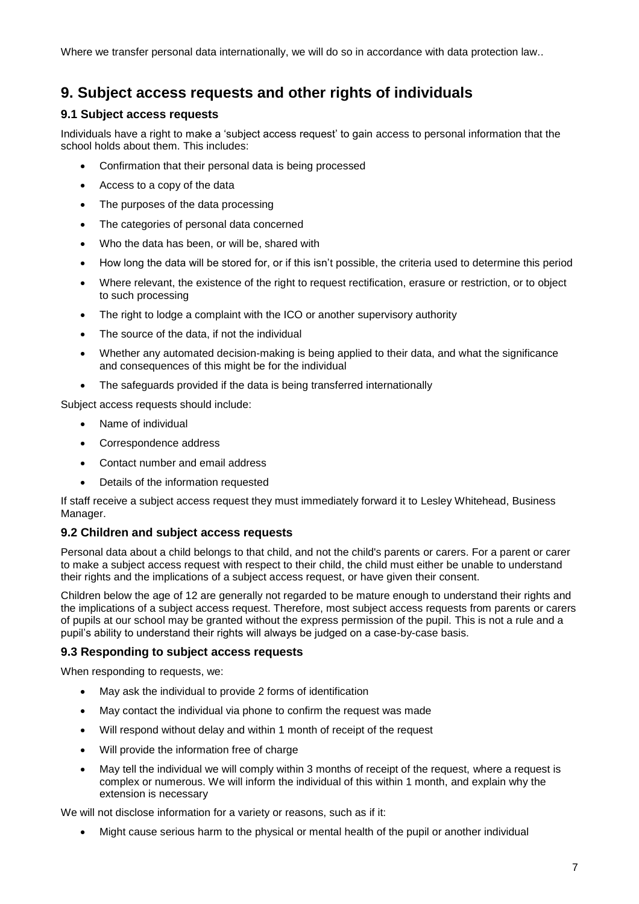Where we transfer personal data internationally, we will do so in accordance with data protection law..

# 9. Subject access requests and other rights of individuals

## 9.1 Subject access requests

Individuals have a right to make a 'subject access request' to gain access to personal information that the school holds about them. This includes:

- Confirmation that their personal data is being processed
- Access to a copy of the data
- The purposes of the data processing
- The categories of personal data concerned
- Who the data has been, or will be, shared with
- How long the data will be stored for, or if this isn't possible, the criteria used to determine this period
- Where relevant, the existence of the right to request rectification, erasure or restriction, or to object to such processing
- The right to lodge a complaint with the ICO or another supervisory authority
- The source of the data, if not the individual
- Whether any automated decision-making is being applied to their data, and what the significance and consequences of this might be for the individual
- The safeguards provided if the data is being transferred internationally

Subject access requests should include:

- Name of individual
- Correspondence address
- Contact number and email address
- Details of the information requested

If staff receive a subject access request they must immediately forward it to Lesley Whitehead, Business Manager.

## 9.2 Children and subject access requests

Personal data about a child belongs to that child, and not the child's parents or carers. For a parent or carer to make a subject access request with respect to their child, the child must either be unable to understand their rights and the implications of a subject access request, or have given their consent.

Children below the age of 12 are generally not regarded to be mature enough to understand their rights and the implications of a subject access request. Therefore, most subject access requests from parents or carers of pupils at our school may be granted without the express permission of the pupil. This is not a rule and a pupil's ability to understand their rights will always be judged on a case-by-case basis.

## 9.3 Responding to subject access requests

When responding to requests, we:

- May ask the individual to provide 2 forms of identification
- May contact the individual via phone to confirm the request was made
- Will respond without delay and within 1 month of receipt of the request
- Will provide the information free of charge
- May tell the individual we will comply within 3 months of receipt of the request, where a request is complex or numerous. We will inform the individual of this within 1 month, and explain why the extension is necessary

We will not disclose information for a variety or reasons, such as if it:

- Might cause serious harm to the physical or mental health of the pupil or another individual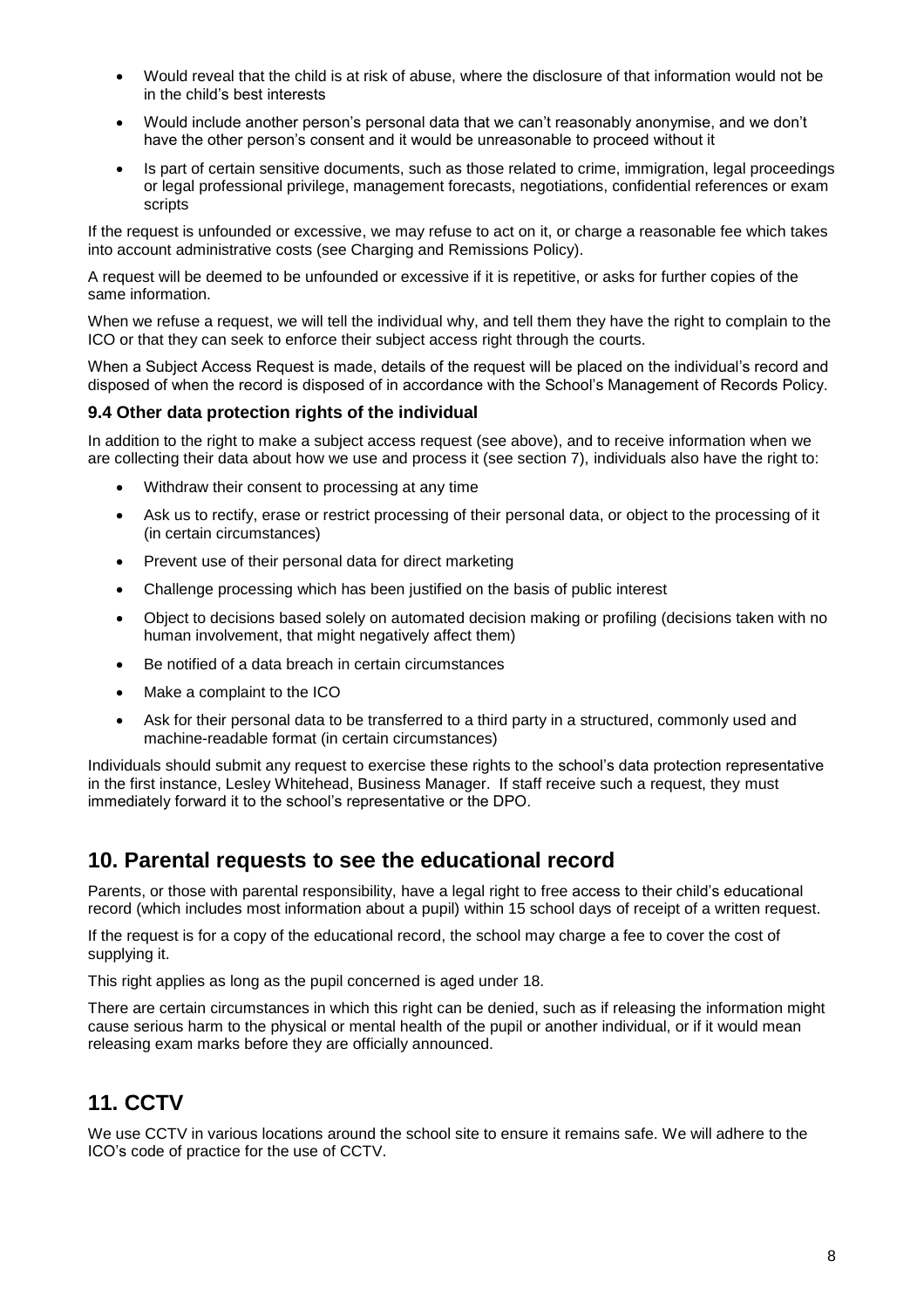- Would reveal that the child is at risk of abuse, where the disclosure of that information would not be in the child's best interests
- Would include another person's personal data that we can't reasonably anonymise, and we don't have the other person's consent and it would be unreasonable to proceed without it
- Is part of certain sensitive documents, such as those related to crime, immigration, legal proceedings or legal professional privilege, management forecasts, negotiations, confidential references or exam scripts

If the request is unfounded or excessive, we may refuse to act on it, or charge a reasonable fee which takes into account administrative costs (see Charging and Remissions Policy).

A request will be deemed to be unfounded or excessive if it is repetitive, or asks for further copies of the same information.

When we refuse a request, we will tell the individual why, and tell them they have the right to complain to the ICO or that they can seek to enforce their subject access right through the courts.

When a Subject Access Request is made, details of the request will be placed on the individual's record and disposed of when the record is disposed of in accordance with the School's Management of Records Policy.

### 9.4 Other data protection rights of the individual

In addition to the right to make a subject access request (see above), and to receive information when we are collecting their data about how we use and process it (see section 7), individuals also have the right to:

- Withdraw their consent to processing at any time
- Ask us to rectify, erase or restrict processing of their personal data, or object to the processing of it (in certain circumstances)
- Prevent use of their personal data for direct marketing
- Challenge processing which has been justified on the basis of public interest
- Object to decisions based solely on automated decision making or profiling (decisions taken with no human involvement, that might negatively affect them)
- Be notified of a data breach in certain circumstances
- Make a complaint to the ICO
- Ask for their personal data to be transferred to a third party in a structured, commonly used and machine-readable format (in certain circumstances)

Individuals should submit any request to exercise these rights to the school's data protection representative in the first instance, Lesley Whitehead, Business Manager. If staff receive such a request, they must immediately forward it to the school's representative or the DPO.

## 10. Parental requests to see the educational record

Parents, or those with parental responsibility, have a legal right to free access to their child's educational record (which includes most information about a pupil) within 15 school days of receipt of a written request.

If the request is for a copy of the educational record, the school may charge a fee to cover the cost of supplying it.

This right applies as long as the pupil concerned is aged under 18.

There are certain circumstances in which this right can be denied, such as if releasing the information might cause serious harm to the physical or mental health of the pupil or another individual, or if it would mean releasing exam marks before they are officially announced.

## 11. CCTV

We use CCTV in various locations around the school site to ensure it remains safe. We will adhere to the ICO's code of practice for the use of CCTV.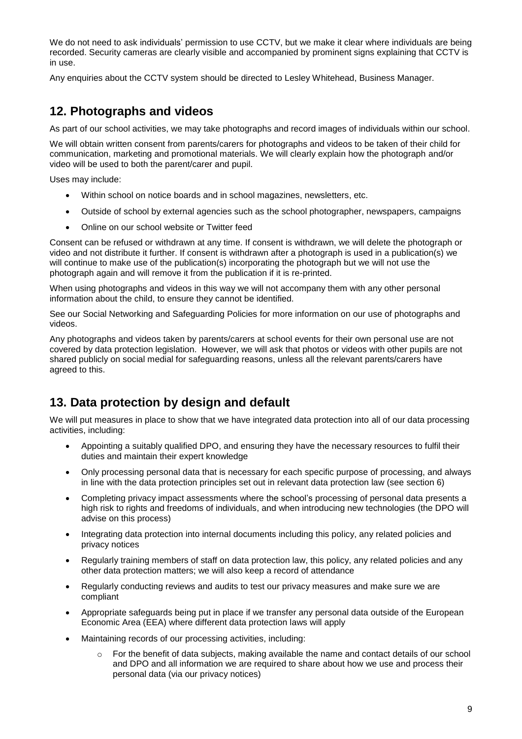We do not need to ask individuals' permission to use CCTV, but we make it clear where individuals are being recorded. Security cameras are clearly visible and accompanied by prominent signs explaining that CCTV is in use.

Any enquiries about the CCTV system should be directed to Lesley Whitehead, Business Manager.

## 12. Photographs and videos

As part of our school activities, we may take photographs and record images of individuals within our school.

We will obtain written consent from parents/carers for photographs and videos to be taken of their child for communication, marketing and promotional materials. We will clearly explain how the photograph and/or video will be used to both the parent/carer and pupil.

Uses may include:

- Within school on notice boards and in school magazines, newsletters, etc.
- Outside of school by external agencies such as the school photographer, newspapers, campaigns
- Online on our school website or Twitter feed

Consent can be refused or withdrawn at any time. If consent is withdrawn, we will delete the photograph or video and not distribute it further. If consent is withdrawn after a photograph is used in a publication(s) we will continue to make use of the publication(s) incorporating the photograph but we will not use the photograph again and will remove it from the publication if it is re-printed.

When using photographs and videos in this way we will not accompany them with any other personal information about the child, to ensure they cannot be identified.

See our Social Networking and Safeguarding Policies for more information on our use of photographs and videos.

Any photographs and videos taken by parents/carers at school events for their own personal use are not covered by data protection legislation. However, we will ask that photos or videos with other pupils are not shared publicly on social medial for safeguarding reasons, unless all the relevant parents/carers have agreed to this.

## 13. Data protection by design and default

We will put measures in place to show that we have integrated data protection into all of our data processing activities, including:

- Appointing a suitably qualified DPO, and ensuring they have the necessary resources to fulfil their duties and maintain their expert knowledge
- Only processing personal data that is necessary for each specific purpose of processing, and always in line with the data protection principles set out in relevant data protection law (see section 6)
- Completing privacy impact assessments where the school's processing of personal data presents a high risk to rights and freedoms of individuals, and when introducing new technologies (the DPO will advise on this process)
- Integrating data protection into internal documents including this policy, any related policies and privacy notices
- Regularly training members of staff on data protection law, this policy, any related policies and any other data protection matters; we will also keep a record of attendance
- Regularly conducting reviews and audits to test our privacy measures and make sure we are compliant
- Appropriate safeguards being put in place if we transfer any personal data outside of the European Economic Area (EEA) where different data protection laws will apply
- Maintaining records of our processing activities, including:
    - For the benefit of data subjects, making available the name and contact details of our school and DPO and all information we are required to share about how we use and process their personal data (via our privacy notices)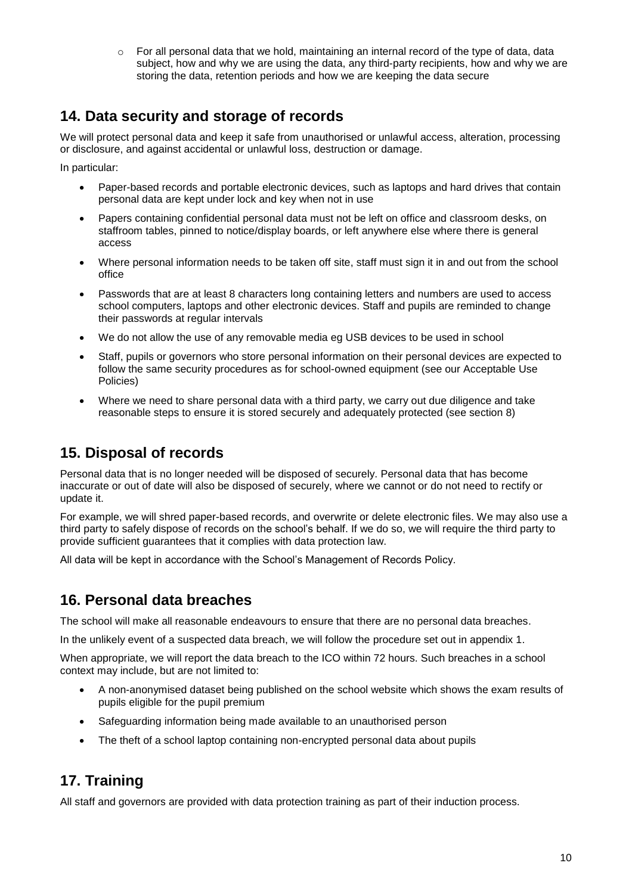- For all personal data that we hold, maintaining an internal record of the type of data, data subject, how and why we are using the data, any third-party recipients, how and why we are storing the data, retention periods and how we are keeping the data secure

## 14. Data security and storage of records

We will protect personal data and keep it safe from unauthorised or unlawful access, alteration, processing or disclosure, and against accidental or unlawful loss, destruction or damage.

In particular:

- Paper-based records and portable electronic devices, such as laptops and hard drives that contain personal data are kept under lock and key when not in use
- Papers containing confidential personal data must not be left on office and classroom desks, on staffroom tables, pinned to notice/display boards, or left anywhere else where there is general access
- Where personal information needs to be taken off site, staff must sign it in and out from the school office
- Passwords that are at least 8 characters long containing letters and numbers are used to access school computers, laptops and other electronic devices. Staff and pupils are reminded to change their passwords at regular intervals
- We do not allow the use of any removable media eg USB devices to be used in school
- Staff, pupils or governors who store personal information on their personal devices are expected to follow the same security procedures as for school-owned equipment (see our Acceptable Use Policies)
- Where we need to share personal data with a third party, we carry out due diligence and take reasonable steps to ensure it is stored securely and adequately protected (see section 8)

## 15. Disposal of records

Personal data that is no longer needed will be disposed of securely. Personal data that has become inaccurate or out of date will also be disposed of securely, where we cannot or do not need to rectify or update it.

For example, we will shred paper-based records, and overwrite or delete electronic files. We may also use a third party to safely dispose of records on the school's behalf. If we do so, we will require the third party to provide sufficient guarantees that it complies with data protection law.

All data will be kept in accordance with the School's Management of Records Policy.

## 16. Personal data breaches

The school will make all reasonable endeavours to ensure that there are no personal data breaches.

In the unlikely event of a suspected data breach, we will follow the procedure set out in appendix 1.

When appropriate, we will report the data breach to the ICO within 72 hours. Such breaches in a school context may include, but are not limited to:

- A non-anonymised dataset being published on the school website which shows the exam results of pupils eligible for the pupil premium
- Safeguarding information being made available to an unauthorised person
- The theft of a school laptop containing non-encrypted personal data about pupils

## 17. Training

All staff and governors are provided with data protection training as part of their induction process.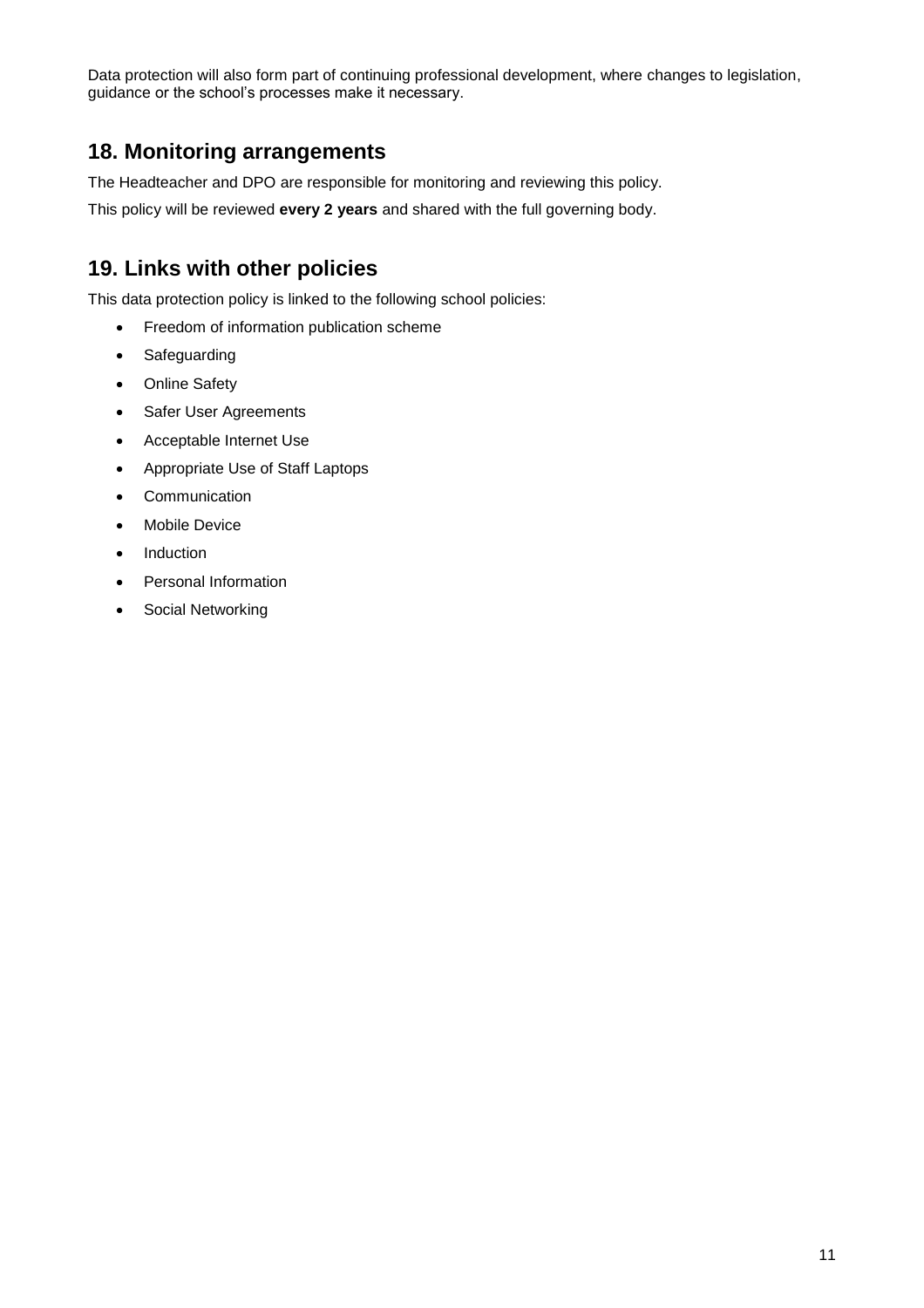Data protection will also form part of continuing professional development, where changes to legislation, guidance or the school's processes make it necessary.

## 18. Monitoring arrangements

The Headteacher and DPO are responsible for monitoring and reviewing this policy.

This policy will be reviewed **every 2 years** and shared with the full governing body.

## 19. Links with other policies

This data protection policy is linked to the following school policies:

- Freedom of information publication scheme
- Safeguarding
- Online Safety
- Safer User Agreements
- Acceptable Internet Use
- Appropriate Use of Staff Laptops
- Communication
- Mobile Device
- Induction
- Personal Information
- Social Networking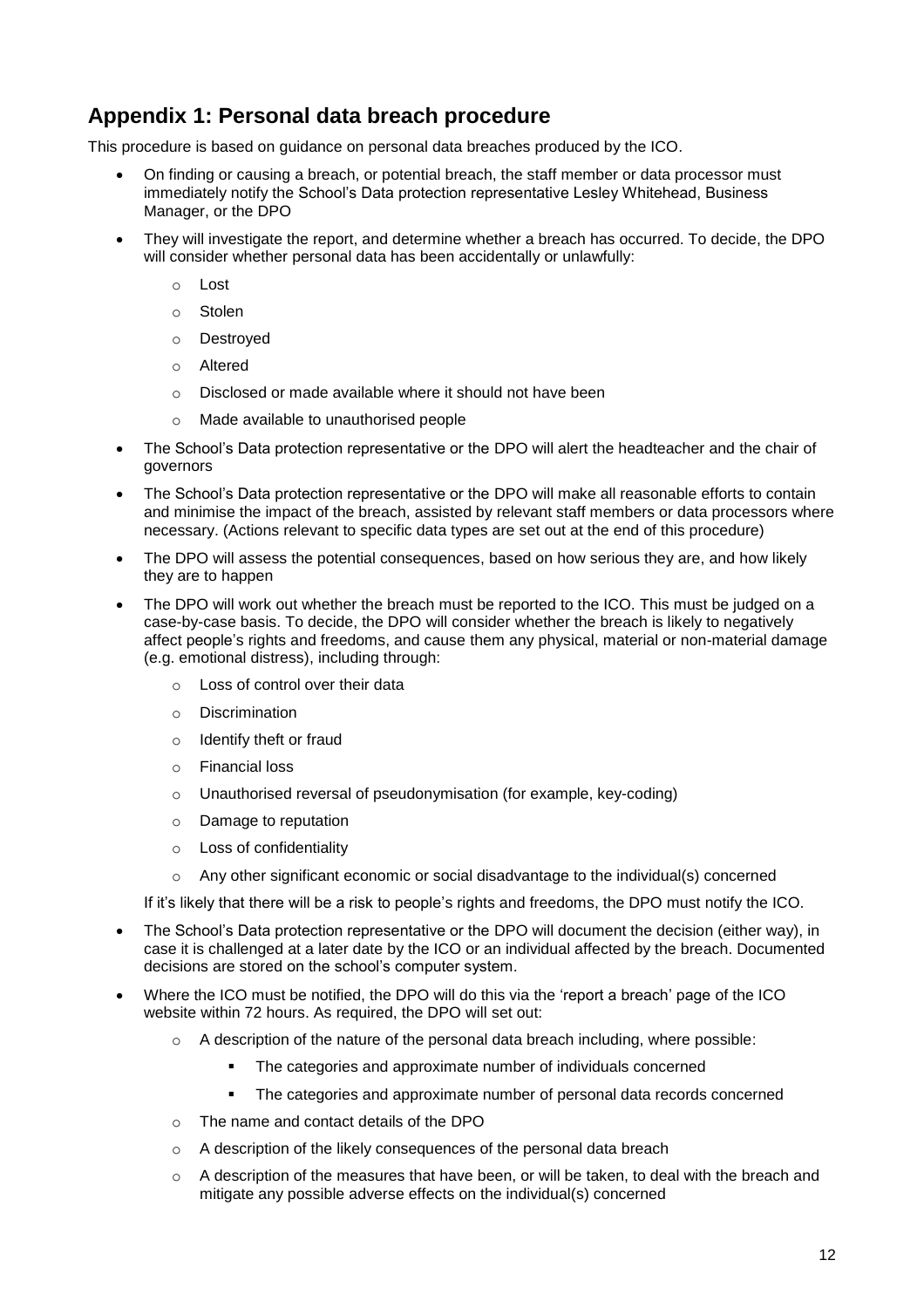## Appendix 1: Personal data breach procedure

This procedure is based on guidance on personal data breaches produced by the ICO.

- On finding or causing a breach, or potential breach, the staff member or data processor must immediately notify the School's Data protection representative Lesley Whitehead, Business Manager, or the DPO
- They will investigate the report, and determine whether a breach has occurred. To decide, the DPO will consider whether personal data has been accidentally or unlawfully:
  - Lost
  - Stolen
  - Destroyed
  - Altered
  - Disclosed or made available where it should not have been
  - Made available to unauthorised people
- The School's Data protection representative or the DPO will alert the headteacher and the chair of governors
- The School's Data protection representative or the DPO will make all reasonable efforts to contain and minimise the impact of the breach, assisted by relevant staff members or data processors where necessary. (Actions relevant to specific data types are set out at the end of this procedure)
- The DPO will assess the potential consequences, based on how serious they are, and how likely they are to happen
- The DPO will work out whether the breach must be reported to the ICO. This must be judged on a case-by-case basis. To decide, the DPO will consider whether the breach is likely to negatively affect people's rights and freedoms, and cause them any physical, material or non-material damage (e.g. emotional distress), including through:
  - Loss of control over their data
  - Discrimination
  - Identify theft or fraud
  - Financial loss
  - Unauthorised reversal of pseudonymisation (for example, key-coding)
  - Damage to reputation
  - Loss of confidentiality
  - Any other significant economic or social disadvantage to the individual(s) concerned

  If it's likely that there will be a risk to people's rights and freedoms, the DPO must notify the ICO.
- The School's Data protection representative or the DPO will document the decision (either way), in case it is challenged at a later date by the ICO or an individual affected by the breach. Documented decisions are stored on the school's computer system.
- Where the ICO must be notified, the DPO will do this via the 'report a breach' page of the ICO website within 72 hours. As required, the DPO will set out:
  - A description of the nature of the personal data breach including, where possible:
    - The categories and approximate number of individuals concerned
    - The categories and approximate number of personal data records concerned
  - The name and contact details of the DPO
  - A description of the likely consequences of the personal data breach
  - A description of the measures that have been, or will be taken, to deal with the breach and mitigate any possible adverse effects on the individual(s) concerned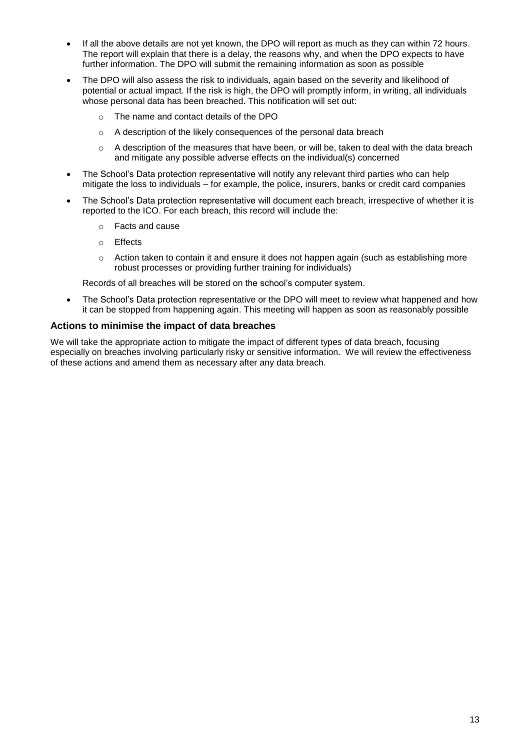- If all the above details are not yet known, the DPO will report as much as they can within 72 hours. The report will explain that there is a delay, the reasons why, and when the DPO expects to have further information. The DPO will submit the remaining information as soon as possible
- The DPO will also assess the risk to individuals, again based on the severity and likelihood of potential or actual impact. If the risk is high, the DPO will promptly inform, in writing, all individuals whose personal data has been breached. This notification will set out:
  - The name and contact details of the DPO
  - A description of the likely consequences of the personal data breach
  - A description of the measures that have been, or will be, taken to deal with the data breach and mitigate any possible adverse effects on the individual(s) concerned
- The School's Data protection representative will notify any relevant third parties who can help mitigate the loss to individuals – for example, the police, insurers, banks or credit card companies
- The School's Data protection representative will document each breach, irrespective of whether it is reported to the ICO. For each breach, this record will include the:
  - Facts and cause
  - Effects
  - Action taken to contain it and ensure it does not happen again (such as establishing more robust processes or providing further training for individuals)

  Records of all breaches will be stored on the school's computer system.
- The School's Data protection representative or the DPO will meet to review what happened and how it can be stopped from happening again. This meeting will happen as soon as reasonably possible

### Actions to minimise the impact of data breaches

We will take the appropriate action to mitigate the impact of different types of data breach, focusing especially on breaches involving particularly risky or sensitive information. We will review the effectiveness of these actions and amend them as necessary after any data breach.